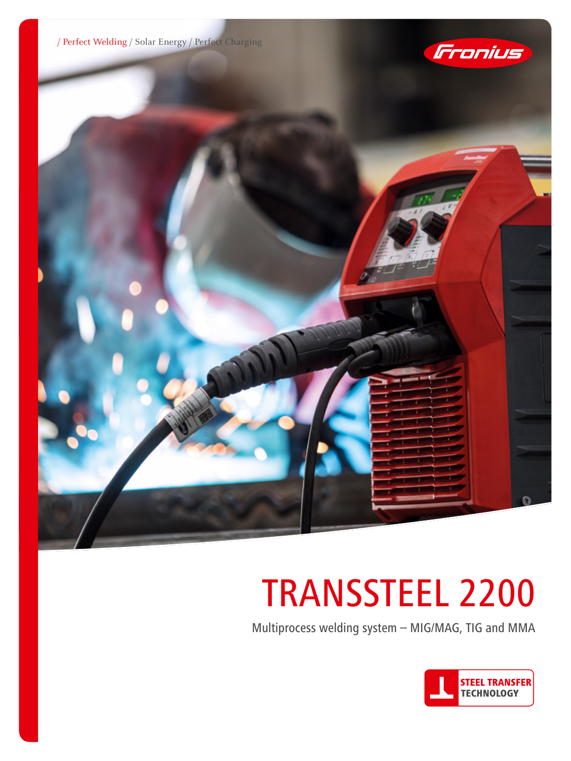/ Perfect Welding / Solar Energy / Perfect Charging

# TRANSSTEEL 2200

Multiprocess welding system – MIG/MAG, TIG and MMA

STEEL TRANSFER TECHNOLOGY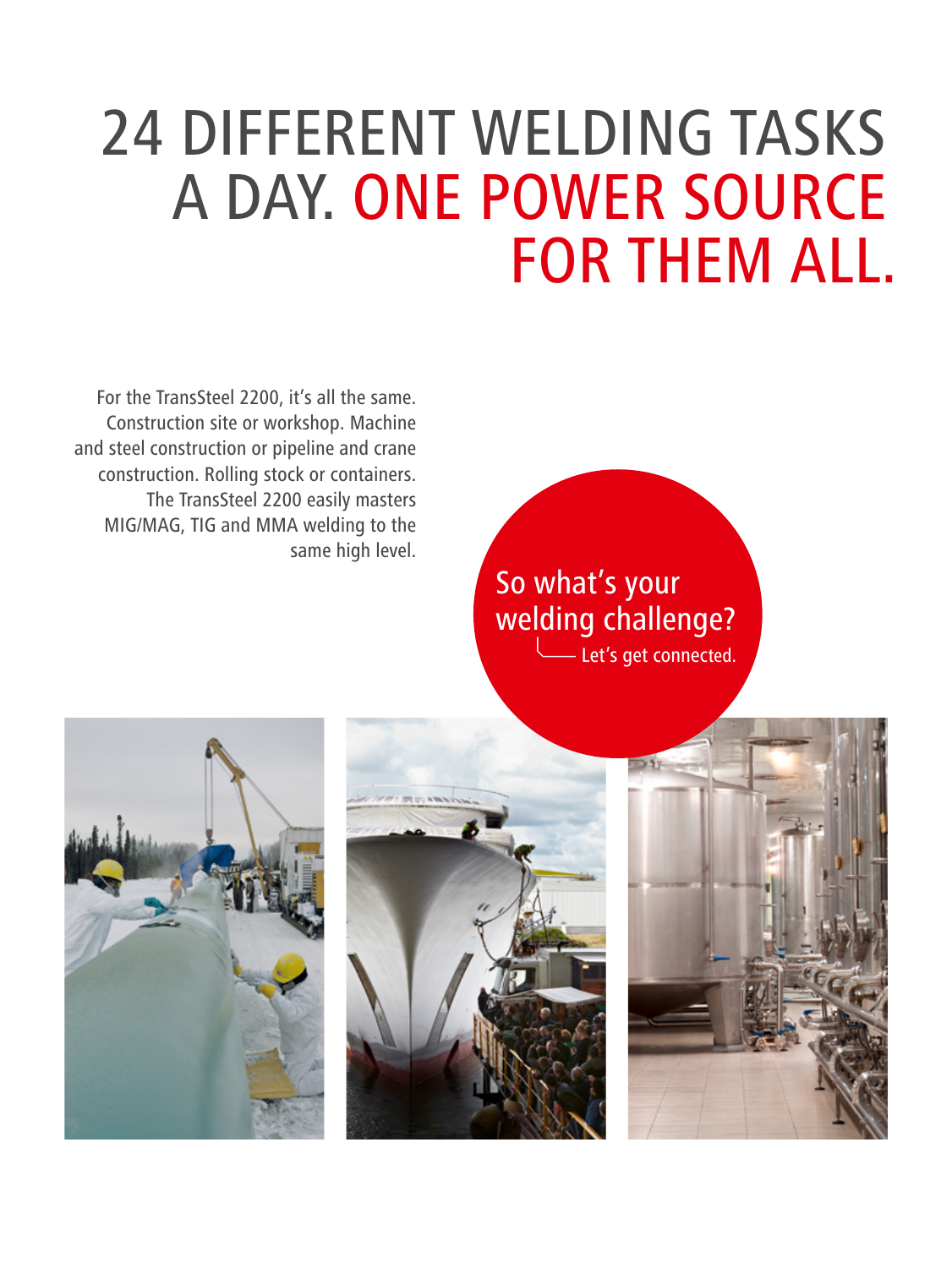# 24 DIFFERENT WELDING TASKS A DAY. ONE POWER SOURCE FOR THEM ALL.

For the TransSteel 2200, it's all the same. Construction site or workshop. Machine and steel construction or pipeline and crane construction. Rolling stock or containers. The TransSteel 2200 easily masters MIG/MAG, TIG and MMA welding to the same high level.

So what's your welding challenge?

Let's get connected.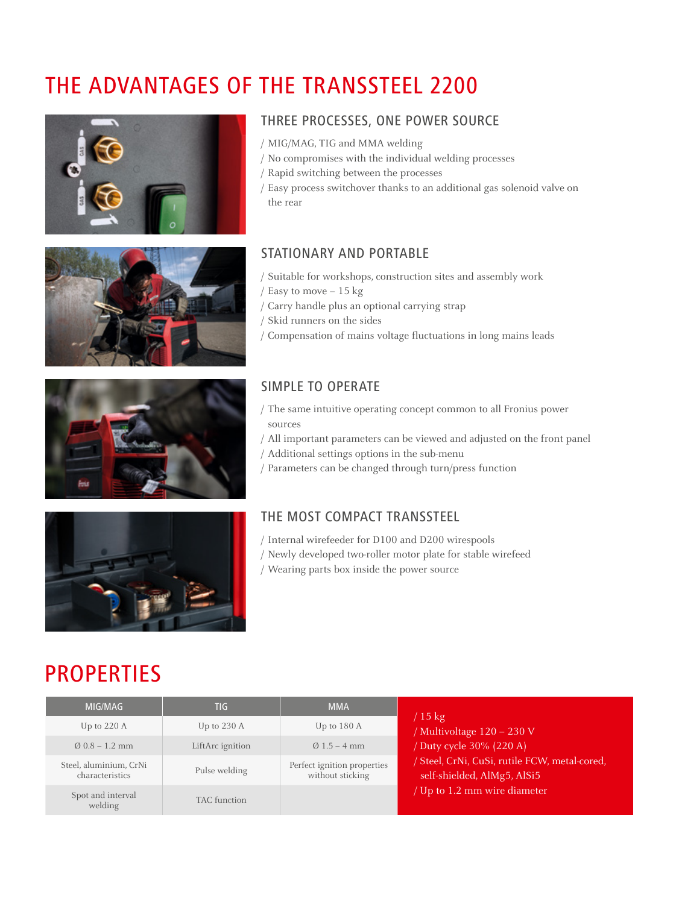# THE ADVANTAGES OF THE TRANSSTEEL 2200

## THREE PROCESSES, ONE POWER SOURCE

/ MIG/MAG, TIG and MMA welding
/ No compromises with the individual welding processes
/ Rapid switching between the processes
/ Easy process switchover thanks to an additional gas solenoid valve on the rear

## STATIONARY AND PORTABLE

/ Suitable for workshops, construction sites and assembly work
/ Easy to move – 15 kg
/ Carry handle plus an optional carrying strap
/ Skid runners on the sides
/ Compensation of mains voltage fluctuations in long mains leads

## SIMPLE TO OPERATE

/ The same intuitive operating concept common to all Fronius power sources
/ All important parameters can be viewed and adjusted on the front panel
/ Additional settings options in the sub-menu
/ Parameters can be changed through turn/press function

## THE MOST COMPACT TRANSSTEEL

/ Internal wirefeeder for D100 and D200 wirespools
/ Newly developed two-roller motor plate for stable wirefeed
/ Wearing parts box inside the power source

# PROPERTIES

| MIG/MAG | TIG | MMA |
|---|---|---|
| Up to 220 A | Up to 230 A | Up to 180 A |
| Ø 0.8 – 1.2 mm | LiftArc ignition | Ø 1.5 – 4 mm |
| Steel, aluminium, CrNi characteristics | Pulse welding | Perfect ignition properties without sticking |
| Spot and interval welding | TAC function | |

/ 15 kg
/ Multivoltage 120 – 230 V
/ Duty cycle 30% (220 A)
/ Steel, CrNi, CuSi, rutile FCW, metal-cored, self-shielded, AlMg5, AlSi5
/ Up to 1.2 mm wire diameter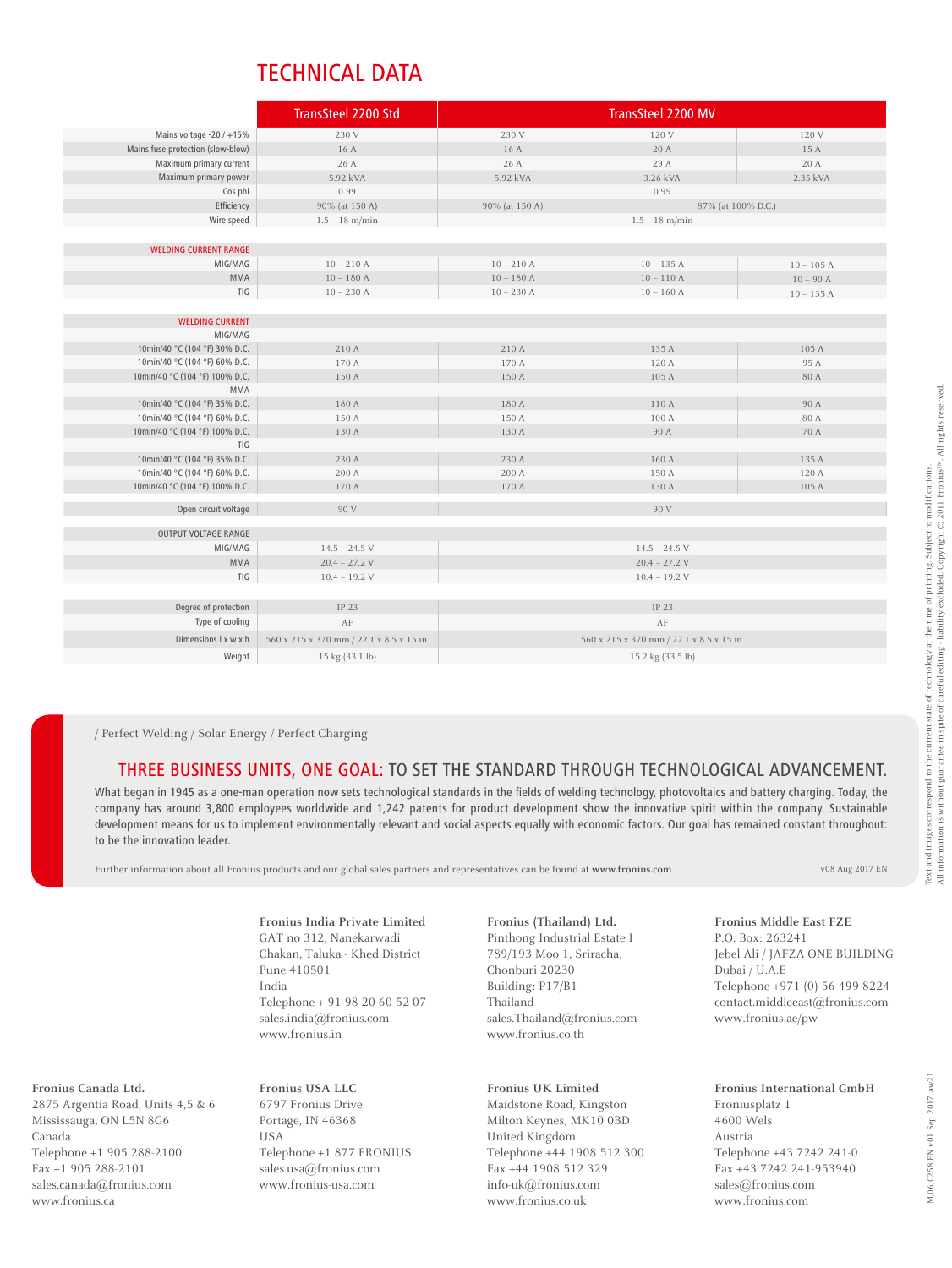# TECHNICAL DATA

| | TransSteel 2200 Std | TransSteel 2200 MV | | |
|---|---|---|---|---|
| Mains voltage -20 / +15% | 230 V | 230 V | 120 V | 120 V |
| Mains fuse protection (slow-blow) | 16 A | 16 A | 20 A | 15 A |
| Maximum primary current | 26 A | 26 A | 29 A | 20 A |
| Maximum primary power | 5.92 kVA | 5.92 kVA | 3.26 kVA | 2.35 kVA |
| Cos phi | 0.99 | 0.99 | | |
| Efficiency | 90% (at 150 A) | 90% (at 150 A) | 87% (at 100% D.C.) | |
| Wire speed | 1.5 – 18 m/min | 1.5 – 18 m/min | | |
| **WELDING CURRENT RANGE** | | | | |
| MIG/MAG | 10 – 210 A | 10 – 210 A | 10 – 135 A | 10 – 105 A |
| MMA | 10 – 180 A | 10 – 180 A | 10 – 110 A | 10 – 90 A |
| TIG | 10 – 230 A | 10 – 230 A | 10 – 160 A | 10 – 135 A |
| **WELDING CURRENT** | | | | |
| MIG/MAG | | | | |
| 10min/40 °C (104 °F) 30% D.C. | 210 A | 210 A | 135 A | 105 A |
| 10min/40 °C (104 °F) 60% D.C. | 170 A | 170 A | 120 A | 95 A |
| 10min/40 °C (104 °F) 100% D.C. | 150 A | 150 A | 105 A | 80 A |
| MMA | | | | |
| 10min/40 °C (104 °F) 35% D.C. | 180 A | 180 A | 110 A | 90 A |
| 10min/40 °C (104 °F) 60% D.C. | 150 A | 150 A | 100 A | 80 A |
| 10min/40 °C (104 °F) 100% D.C. | 130 A | 130 A | 90 A | 70 A |
| TIG | | | | |
| 10min/40 °C (104 °F) 35% D.C. | 230 A | 230 A | 160 A | 135 A |
| 10min/40 °C (104 °F) 60% D.C. | 200 A | 200 A | 150 A | 120 A |
| 10min/40 °C (104 °F) 100% D.C. | 170 A | 170 A | 130 A | 105 A |
| Open circuit voltage | 90 V | 90 V | | |
| OUTPUT VOLTAGE RANGE | | | | |
| MIG/MAG | 14.5 – 24.5 V | 14.5 – 24.5 V | | |
| MMA | 20.4 – 27.2 V | 20.4 – 27.2 V | | |
| TIG | 10.4 – 19.2 V | 10.4 – 19.2 V | | |
| Degree of protection | IP 23 | IP 23 | | |
| Type of cooling | AF | AF | | |
| Dimensions l x w x h | 560 x 215 x 370 mm / 22.1 x 8.5 x 15 in. | 560 x 215 x 370 mm / 22.1 x 8.5 x 15 in. | | |
| Weight | 15 kg (33.1 lb) | 15.2 kg (33.5 lb) | | |

/ Perfect Welding / Solar Energy / Perfect Charging

## THREE BUSINESS UNITS, ONE GOAL: TO SET THE STANDARD THROUGH TECHNOLOGICAL ADVANCEMENT.

What began in 1945 as a one-man operation now sets technological standards in the fields of welding technology, photovoltaics and battery charging. Today, the company has around 3,800 employees worldwide and 1,242 patents for product development show the innovative spirit within the company. Sustainable development means for us to implement environmentally relevant and social aspects equally with economic factors. Our goal has remained constant throughout: to be the innovation leader.

Further information about all Fronius products and our global sales partners and representatives can be found at **www.fronius.com**

v08 Aug 2017 EN

Text and images correspond to the current state of technology at the time of printing. Subject to modifications. All information is without guarantee in spite of careful editing - liability excluded. Copyright © 2011 Fronius™. All rights reserved.

**Fronius India Private Limited**
GAT no 312, Nanekarwadi
Chakan, Taluka - Khed District
Pune 410501
India
Telephone + 91 98 20 60 52 07
sales.india@fronius.com
www.fronius.in

**Fronius (Thailand) Ltd.**
Pinthong Industrial Estate I
789/193 Moo 1, Sriracha,
Chonburi 20230
Building: P17/B1
Thailand
sales.Thailand@fronius.com
www.fronius.co.th

**Fronius Middle East FZE**
P.O. Box: 263241
Jebel Ali / JAFZA ONE BUILDING
Dubai / U.A.E
Telephone +971 (0) 56 499 8224
contact.middleeast@fronius.com
www.fronius.ae/pw

**Fronius Canada Ltd.**
2875 Argentia Road, Units 4,5 & 6
Mississauga, ON L5N 8G6
Canada
Telephone +1 905 288-2100
Fax +1 905 288-2101
sales.canada@fronius.com
www.fronius.ca

**Fronius USA LLC**
6797 Fronius Drive
Portage, IN 46368
USA
Telephone +1 877 FRONIUS
sales.usa@fronius.com
www.fronius-usa.com

**Fronius UK Limited**
Maidstone Road, Kingston
Milton Keynes, MK10 0BD
United Kingdom
Telephone +44 1908 512 300
Fax +44 1908 512 329
info-uk@fronius.com
www.fronius.co.uk

**Fronius International GmbH**
Froniusplatz 1
4600 Wels
Austria
Telephone +43 7242 241-0
Fax +43 7242 241-953940
sales@fronius.com
www.fronius.com

M06,0258,EN v01 Sep 2017 aw21